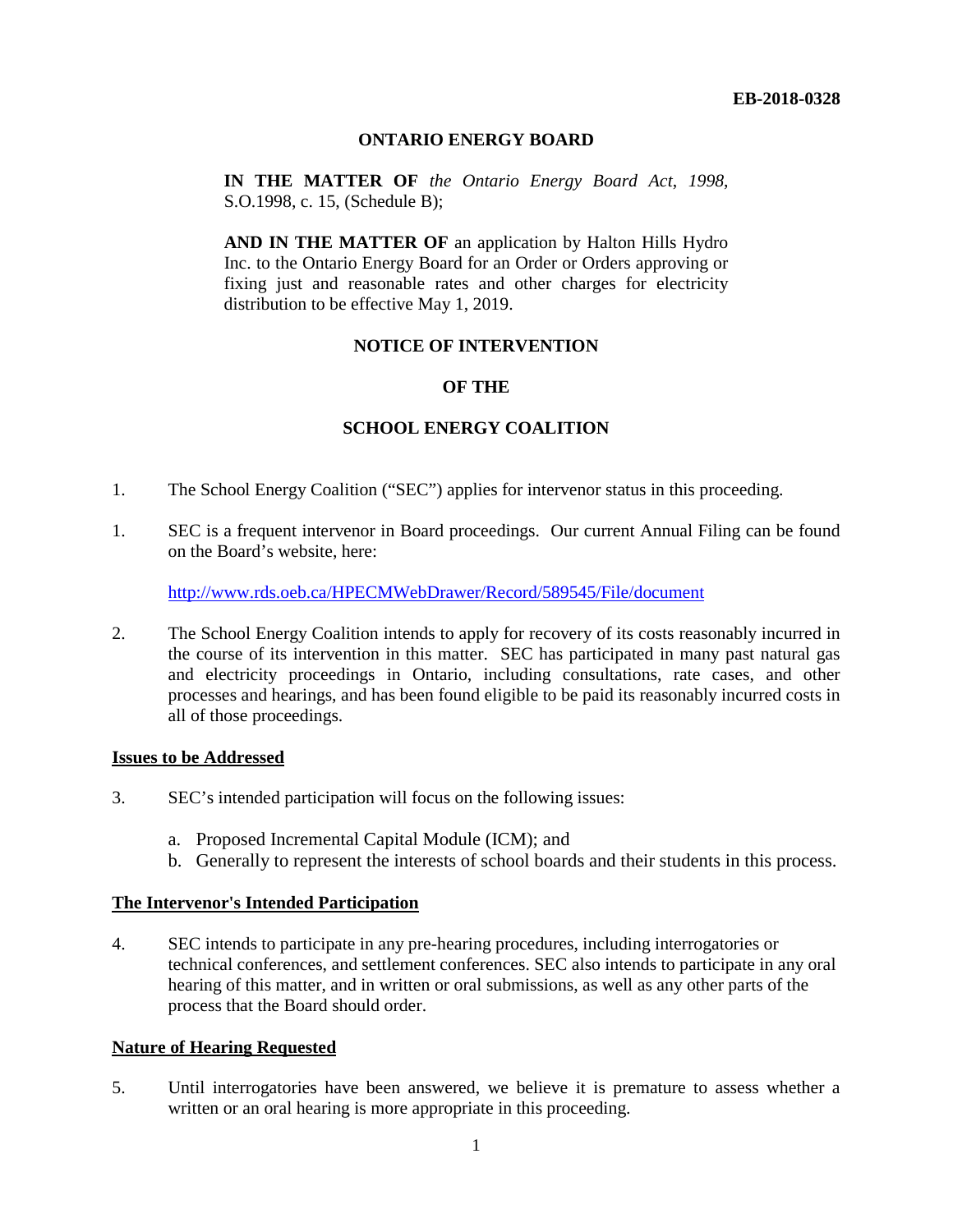**EB-2018-0328**

**ONTARIO ENERGY BOARD**

**IN THE MATTER OF** *the Ontario Energy Board Act, 1998*, S.O.1998, c. 15, (Schedule B);

**AND IN THE MATTER OF** an application by Halton Hills Hydro Inc. to the Ontario Energy Board for an Order or Orders approving or fixing just and reasonable rates and other charges for electricity distribution to be effective May 1, 2019.

**NOTICE OF INTERVENTION**

**OF THE**

**SCHOOL ENERGY COALITION**

1. The School Energy Coalition ("SEC") applies for intervenor status in this proceeding.

1. SEC is a frequent intervenor in Board proceedings. Our current Annual Filing can be found on the Board's website, here:

   http://www.rds.oeb.ca/HPECMWebDrawer/Record/589545/File/document

2. The School Energy Coalition intends to apply for recovery of its costs reasonably incurred in the course of its intervention in this matter. SEC has participated in many past natural gas and electricity proceedings in Ontario, including consultations, rate cases, and other processes and hearings, and has been found eligible to be paid its reasonably incurred costs in all of those proceedings.

**Issues to be Addressed**

3. SEC's intended participation will focus on the following issues:

   a. Proposed Incremental Capital Module (ICM); and
   b. Generally to represent the interests of school boards and their students in this process.

**The Intervenor's Intended Participation**

4. SEC intends to participate in any pre-hearing procedures, including interrogatories or technical conferences, and settlement conferences. SEC also intends to participate in any oral hearing of this matter, and in written or oral submissions, as well as any other parts of the process that the Board should order.

**Nature of Hearing Requested**

5. Until interrogatories have been answered, we believe it is premature to assess whether a written or an oral hearing is more appropriate in this proceeding.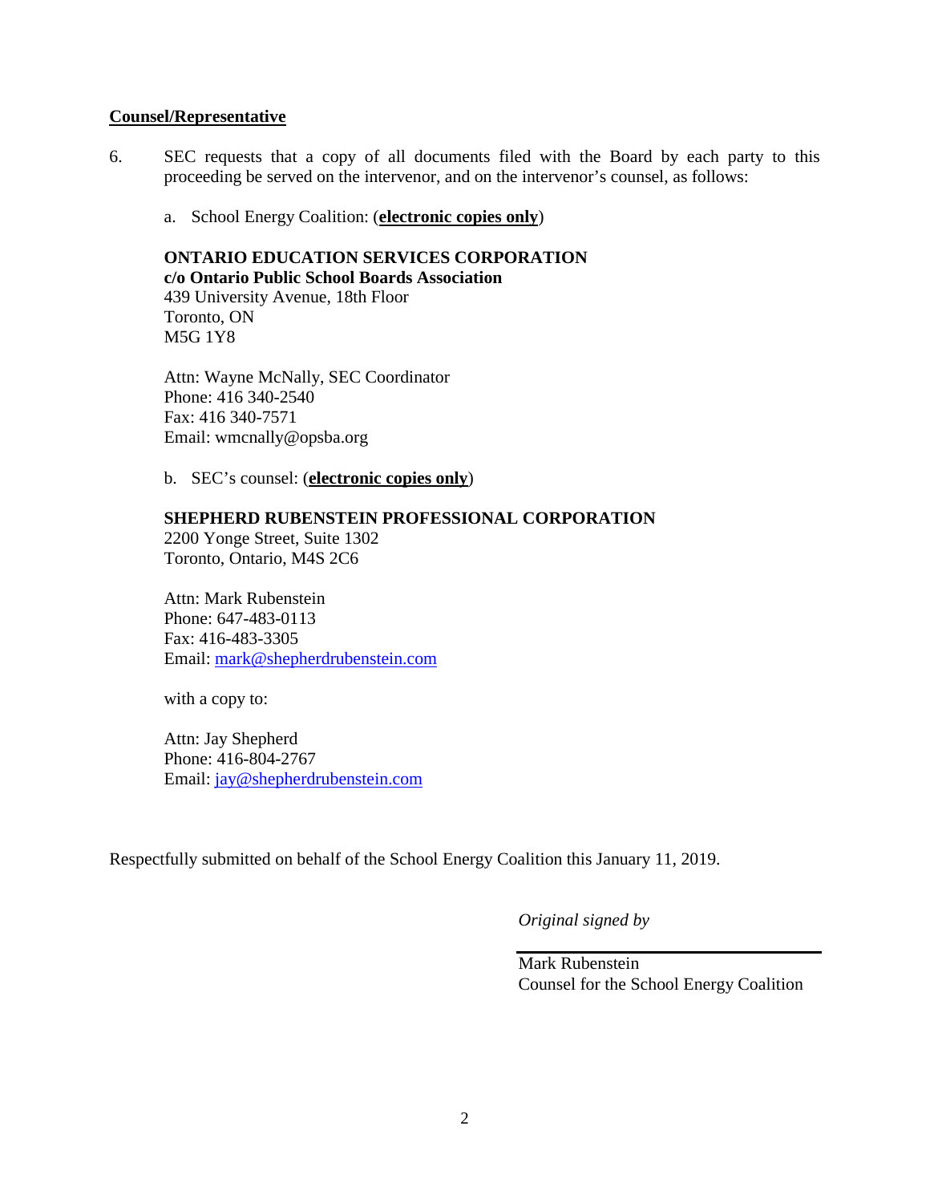**Counsel/Representative**

6. SEC requests that a copy of all documents filed with the Board by each party to this proceeding be served on the intervenor, and on the intervenor's counsel, as follows:

   a. School Energy Coalition: (**electronic copies only**)

   **ONTARIO EDUCATION SERVICES CORPORATION**
   **c/o Ontario Public School Boards Association**
   439 University Avenue, 18th Floor
   Toronto, ON
   M5G 1Y8

   Attn: Wayne McNally, SEC Coordinator
   Phone: 416 340-2540
   Fax: 416 340-7571
   Email: wmcnally@opsba.org

   b. SEC's counsel: (**electronic copies only**)

   **SHEPHERD RUBENSTEIN PROFESSIONAL CORPORATION**
   2200 Yonge Street, Suite 1302
   Toronto, Ontario, M4S 2C6

   Attn: Mark Rubenstein
   Phone: 647-483-0113
   Fax: 416-483-3305
   Email: mark@shepherdrubenstein.com

   with a copy to:

   Attn: Jay Shepherd
   Phone: 416-804-2767
   Email: jay@shepherdrubenstein.com

Respectfully submitted on behalf of the School Energy Coalition this January 11, 2019.

*Original signed by*

Mark Rubenstein
Counsel for the School Energy Coalition